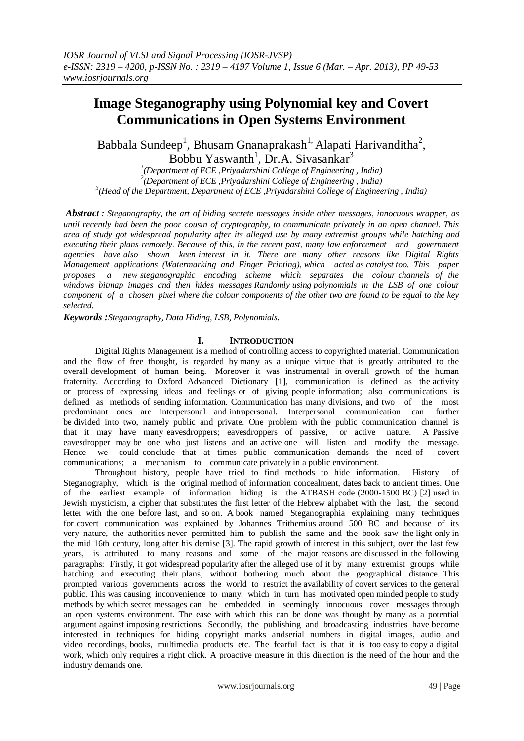# Image Steganography using Polynomial key and Covert Communications in Open Systems Environment

Babbala Sundeep[1], Bhusam Gnanaprakash[1], Alapati Harivanditha[2], Bobbu Yaswanth[1], Dr.A. Sivasankar[3]

[1](Department of ECE ,Priyadarshini College of Engineering , India)
[2](Department of ECE ,Priyadarshini College of Engineering , India)
[3](Head of the Department, Department of ECE ,Priyadarshini College of Engineering , India)

***Abstract :*** *Steganography, the art of hiding secrete messages inside other messages, innocuous wrapper, as until recently had been the poor cousin of cryptography, to communicate privately in an open channel. This area of study got widespread popularity after its alleged use by many extremist groups while hatching and executing their plans remotely. Because of this, in the recent past, many law enforcement and government agencies have also shown keen interest in it. There are many other reasons like Digital Rights Management applications (Watermarking and Finger Printing), which acted as catalyst too. This paper proposes a new steganographic encoding scheme which separates the colour channels of the windows bitmap images and then hides messages Randomly using polynomials in the LSB of one colour component of a chosen pixel where the colour components of the other two are found to be equal to the key selected.*

***Keywords :*** *Steganography, Data Hiding, LSB, Polynomials.*

## I. INTRODUCTION

Digital Rights Management is a method of controlling access to copyrighted material. Communication and the flow of free thought, is regarded by many as a unique virtue that is greatly attributed to the overall development of human being. Moreover it was instrumental in overall growth of the human fraternity. According to Oxford Advanced Dictionary [1], communication is defined as the activity or process of expressing ideas and feelings or of giving people information; also communications is defined as methods of sending information. Communication has many divisions, and two of the most predominant ones are interpersonal and intrapersonal. Interpersonal communication can further be divided into two, namely public and private. One problem with the public communication channel is that it may have many eavesdroppers; eavesdroppers of passive, or active nature. A Passive eavesdropper may be one who just listens and an active one will listen and modify the message. Hence we could conclude that at times public communication demands the need of covert communications; a mechanism to communicate privately in a public environment.

Throughout history, people have tried to find methods to hide information. History of Steganography, which is the original method of information concealment, dates back to ancient times. One of the earliest example of information hiding is the ATBASH code (2000-1500 BC) [2] used in Jewish mysticism, a cipher that substitutes the first letter of the Hebrew alphabet with the last, the second letter with the one before last, and so on. A book named Steganographia explaining many techniques for covert communication was explained by Johannes Trithemius around 500 BC and because of its very nature, the authorities never permitted him to publish the same and the book saw the light only in the mid 16th century, long after his demise [3]. The rapid growth of interest in this subject, over the last few years, is attributed to many reasons and some of the major reasons are discussed in the following paragraphs: Firstly, it got widespread popularity after the alleged use of it by many extremist groups while hatching and executing their plans, without bothering much about the geographical distance. This prompted various governments across the world to restrict the availability of covert services to the general public. This was causing inconvenience to many, which in turn has motivated open minded people to study methods by which secret messages can be embedded in seemingly innocuous cover messages through an open systems environment. The ease with which this can be done was thought by many as a potential argument against imposing restrictions. Secondly, the publishing and broadcasting industries have become interested in techniques for hiding copyright marks andserial numbers in digital images, audio and video recordings, books, multimedia products etc. The fearful fact is that it is too easy to copy a digital work, which only requires a right click. A proactive measure in this direction is the need of the hour and the industry demands one.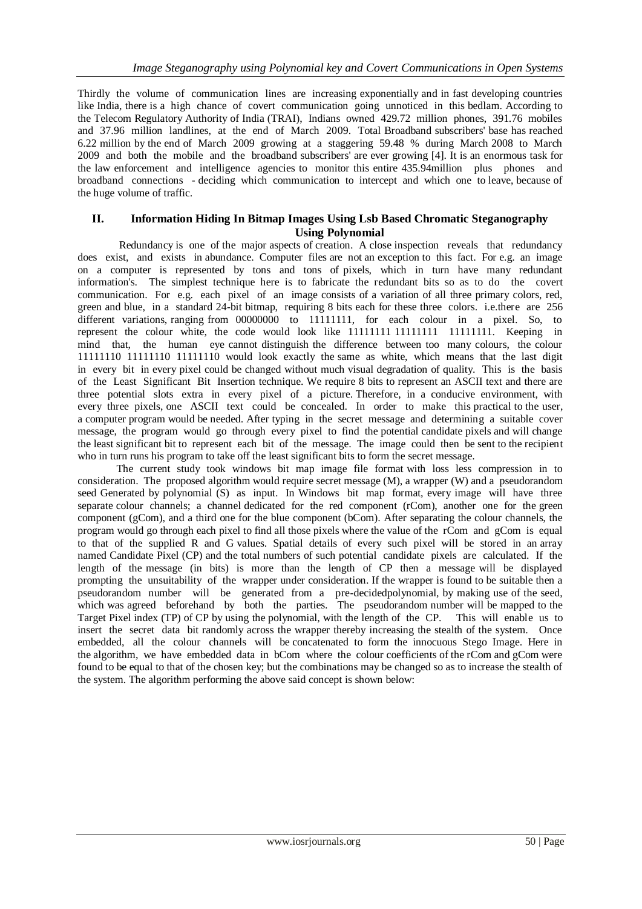Thirdly the volume of communication lines are increasing exponentially and in fast developing countries like India, there is a high chance of covert communication going unnoticed in this bedlam. According to the Telecom Regulatory Authority of India (TRAI), Indians owned 429.72 million phones, 391.76 mobiles and 37.96 million landlines, at the end of March 2009. Total Broadband subscribers' base has reached 6.22 million by the end of March 2009 growing at a staggering 59.48 % during March 2008 to March 2009 and both the mobile and the broadband subscribers' are ever growing [4]. It is an enormous task for the law enforcement and intelligence agencies to monitor this entire 435.94million plus phones and broadband connections - deciding which communication to intercept and which one to leave, because of the huge volume of traffic.

## II. Information Hiding In Bitmap Images Using Lsb Based Chromatic Steganography Using Polynomial

Redundancy is one of the major aspects of creation. A close inspection reveals that redundancy does exist, and exists in abundance. Computer files are not an exception to this fact. For e.g. an image on a computer is represented by tons and tons of pixels, which in turn have many redundant information's. The simplest technique here is to fabricate the redundant bits so as to do the covert communication. For e.g. each pixel of an image consists of a variation of all three primary colors, red, green and blue, in a standard 24-bit bitmap, requiring 8 bits each for these three colors. i.e.there are 256 different variations, ranging from 00000000 to 11111111, for each colour in a pixel. So, to represent the colour white, the code would look like 11111111 11111111 11111111. Keeping in mind that, the human eye cannot distinguish the difference between too many colours, the colour 11111110 11111110 11111110 would look exactly the same as white, which means that the last digit in every bit in every pixel could be changed without much visual degradation of quality. This is the basis of the Least Significant Bit Insertion technique. We require 8 bits to represent an ASCII text and there are three potential slots extra in every pixel of a picture. Therefore, in a conducive environment, with every three pixels, one ASCII text could be concealed. In order to make this practical to the user, a computer program would be needed. After typing in the secret message and determining a suitable cover message, the program would go through every pixel to find the potential candidate pixels and will change the least significant bit to represent each bit of the message. The image could then be sent to the recipient who in turn runs his program to take off the least significant bits to form the secret message.

The current study took windows bit map image file format with loss less compression in to consideration. The proposed algorithm would require secret message (M), a wrapper (W) and a pseudorandom seed Generated by polynomial (S) as input. In Windows bit map format, every image will have three separate colour channels; a channel dedicated for the red component (rCom), another one for the green component (gCom), and a third one for the blue component (bCom). After separating the colour channels, the program would go through each pixel to find all those pixels where the value of the rCom and gCom is equal to that of the supplied R and G values. Spatial details of every such pixel will be stored in an array named Candidate Pixel (CP) and the total numbers of such potential candidate pixels are calculated. If the length of the message (in bits) is more than the length of CP then a message will be displayed prompting the unsuitability of the wrapper under consideration. If the wrapper is found to be suitable then a pseudorandom number will be generated from a pre-decidedpolynomial, by making use of the seed, which was agreed beforehand by both the parties. The pseudorandom number will be mapped to the Target Pixel index (TP) of CP by using the polynomial, with the length of the CP. This will enable us to insert the secret data bit randomly across the wrapper thereby increasing the stealth of the system. Once embedded, all the colour channels will be concatenated to form the innocuous Stego Image. Here in the algorithm, we have embedded data in bCom where the colour coefficients of the rCom and gCom were found to be equal to that of the chosen key; but the combinations may be changed so as to increase the stealth of the system. The algorithm performing the above said concept is shown below: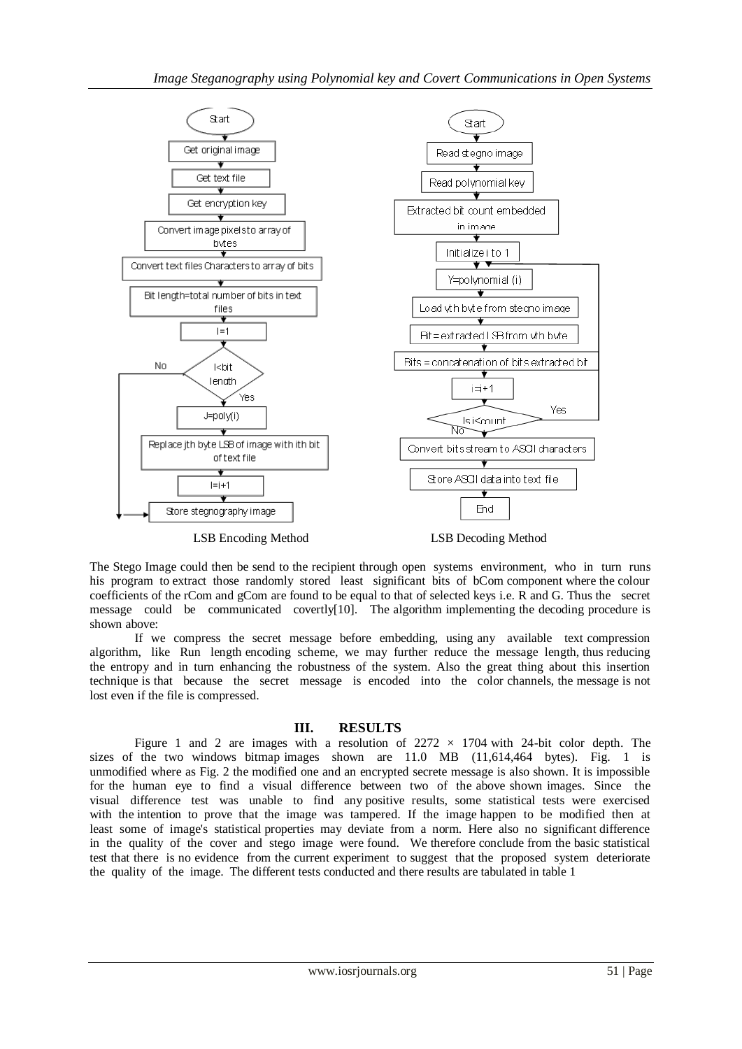LSB Encoding Method

LSB Decoding Method

The Stego Image could then be send to the recipient through open systems environment, who in turn runs his program to extract those randomly stored least significant bits of bCom component where the colour coefficients of the rCom and gCom are found to be equal to that of selected keys i.e. R and G. Thus the secret message could be communicated covertly[10]. The algorithm implementing the decoding procedure is shown above:

If we compress the secret message before embedding, using any available text compression algorithm, like Run length encoding scheme, we may further reduce the message length, thus reducing the entropy and in turn enhancing the robustness of the system. Also the great thing about this insertion technique is that because the secret message is encoded into the color channels, the message is not lost even if the file is compressed.

## III. RESULTS

Figure 1 and 2 are images with a resolution of $2272 \times 1704$ with 24-bit color depth. The sizes of the two windows bitmap images shown are 11.0 MB (11,614,464 bytes). Fig. 1 is unmodified where as Fig. 2 the modified one and an encrypted secrete message is also shown. It is impossible for the human eye to find a visual difference between two of the above shown images. Since the visual difference test was unable to find any positive results, some statistical tests were exercised with the intention to prove that the image was tampered. If the image happen to be modified then at least some of image's statistical properties may deviate from a norm. Here also no significant difference in the quality of the cover and stego image were found. We therefore conclude from the basic statistical test that there is no evidence from the current experiment to suggest that the proposed system deteriorate the quality of the image. The different tests conducted and there results are tabulated in table 1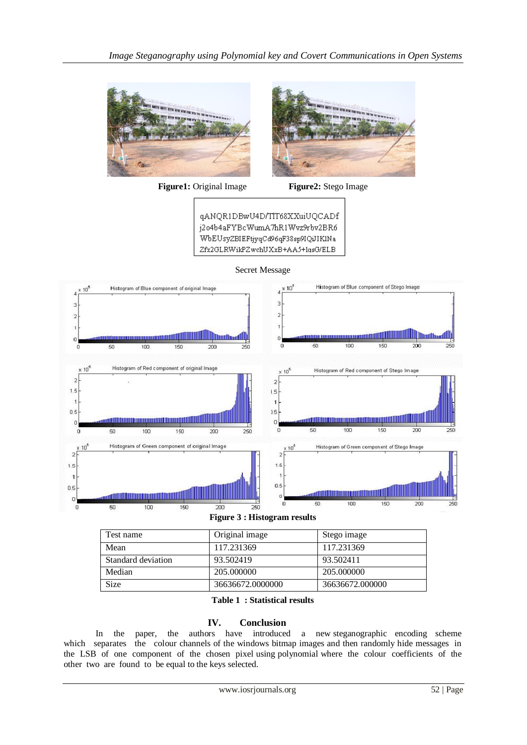**Figure1:** Original Image

**Figure2:** Stego Image

```
qANQR1DBwU4D/TlT68XXuiUQCADf
j2o4b4aFYBcWumA7hR1Wvz9rbv2BR6
WbEUsyZBIEFtjyqCd96qF38sp9IQiJIKlNa
Zfx2GLRWikPZwchUXxB+AA5+lqsG/ELB
```

Secret Message

**Figure 3 : Histogram results**

| Test name | Original image | Stego image |
|---|---|---|
| Mean | 117.231369 | 117.231369 |
| Standard deviation | 93.502419 | 93.502411 |
| Median | 205.000000 | 205.000000 |
| Size | 36636672.0000000 | 36636672.000000 |

**Table 1 : Statistical results**

## IV. Conclusion

In the paper, the authors have introduced a new steganographic encoding scheme which separates the colour channels of the windows bitmap images and then randomly hide messages in the LSB of one component of the chosen pixel using polynomial where the colour coefficients of the other two are found to be equal to the keys selected.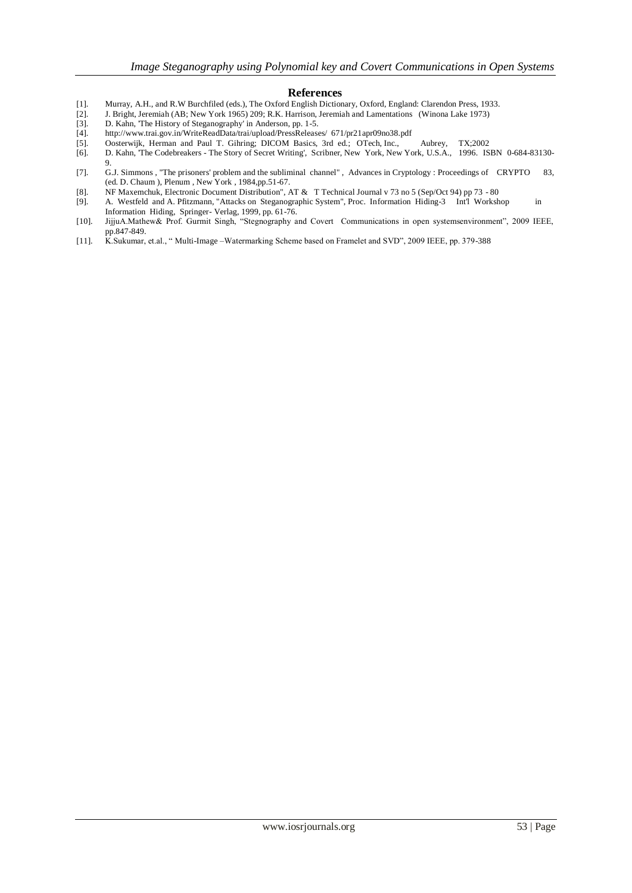## References

[1]. Murray, A.H., and R.W Burchfiled (eds.), The Oxford English Dictionary, Oxford, England: Clarendon Press, 1933.

[2]. J. Bright, Jeremiah (AB; New York 1965) 209; R.K. Harrison, Jeremiah and Lamentations (Winona Lake 1973)

[3]. D. Kahn, 'The History of Steganography' in Anderson, pp. 1-5.

[4]. http://www.trai.gov.in/WriteReadData/trai/upload/PressReleases/ 671/pr21apr09no38.pdf

[5]. Oosterwijk, Herman and Paul T. Gihring; DICOM Basics, 3rd ed.; OTech, Inc., Aubrey, TX;2002

[6]. D. Kahn, 'The Codebreakers - The Story of Secret Writing', Scribner, New York, New York, U.S.A., 1996. ISBN 0-684-83130-9.

[7]. G.J. Simmons , "The prisoners' problem and the subliminal channel" , Advances in Cryptology : Proceedings of CRYPTO 83, (ed. D. Chaum ), Plenum , New York , 1984,pp.51-67.

[8]. NF Maxemchuk, Electronic Document Distribution", AT & T Technical Journal v 73 no 5 (Sep/Oct 94) pp 73 - 80

[9]. A. Westfeld and A. Pfitzmann, "Attacks on Steganographic System", Proc. Information Hiding-3 Int'l Workshop in Information Hiding, Springer- Verlag, 1999, pp. 61-76.

[10]. JijjuA.Mathew& Prof. Gurmit Singh, "Stegnography and Covert Communications in open systemsenvironment", 2009 IEEE, pp.847-849.

[11]. K.Sukumar, et.al., " Multi-Image –Watermarking Scheme based on Framelet and SVD", 2009 IEEE, pp. 379-388